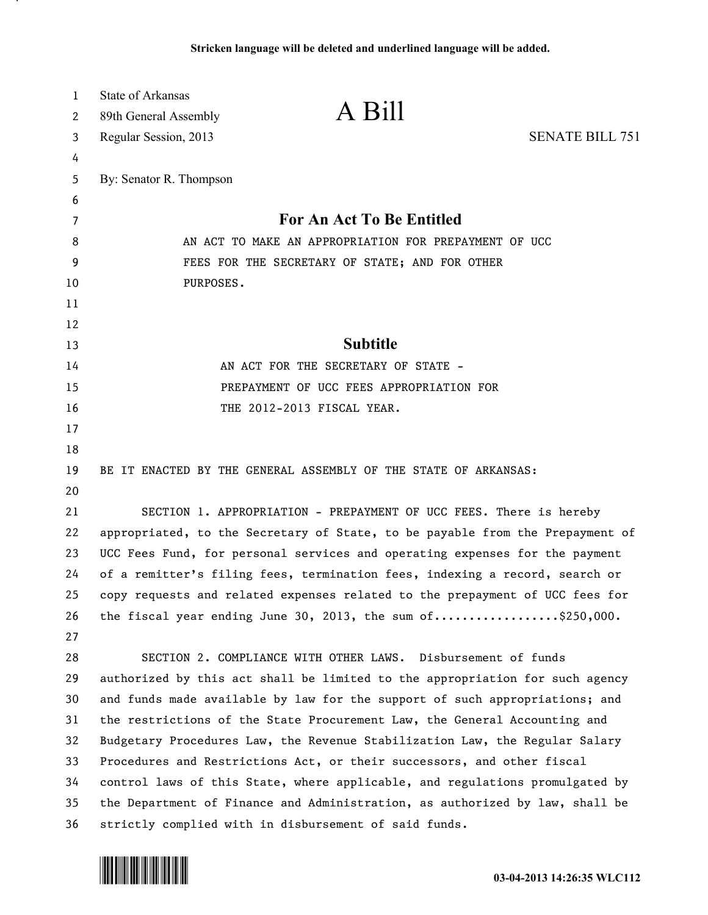Stricken language will be deleted and underlined language will be added.

State of Arkansas
89th General Assembly
Regular Session, 2013

# A Bill

SENATE BILL 751

By: Senator R. Thompson

## For An Act To Be Entitled

AN ACT TO MAKE AN APPROPRIATION FOR PREPAYMENT OF UCC FEES FOR THE SECRETARY OF STATE; AND FOR OTHER PURPOSES.

## Subtitle

AN ACT FOR THE SECRETARY OF STATE - PREPAYMENT OF UCC FEES APPROPRIATION FOR THE 2012-2013 FISCAL YEAR.

BE IT ENACTED BY THE GENERAL ASSEMBLY OF THE STATE OF ARKANSAS:

SECTION 1. APPROPRIATION - PREPAYMENT OF UCC FEES. There is hereby appropriated, to the Secretary of State, to be payable from the Prepayment of UCC Fees Fund, for personal services and operating expenses for the payment of a remitter's filing fees, termination fees, indexing a record, search or copy requests and related expenses related to the prepayment of UCC fees for the fiscal year ending June 30, 2013, the sum of..................$250,000.

SECTION 2. COMPLIANCE WITH OTHER LAWS. Disbursement of funds authorized by this act shall be limited to the appropriation for such agency and funds made available by law for the support of such appropriations; and the restrictions of the State Procurement Law, the General Accounting and Budgetary Procedures Law, the Revenue Stabilization Law, the Regular Salary Procedures and Restrictions Act, or their successors, and other fiscal control laws of this State, where applicable, and regulations promulgated by the Department of Finance and Administration, as authorized by law, shall be strictly complied with in disbursement of said funds.

03-04-2013 14:26:35 WLC112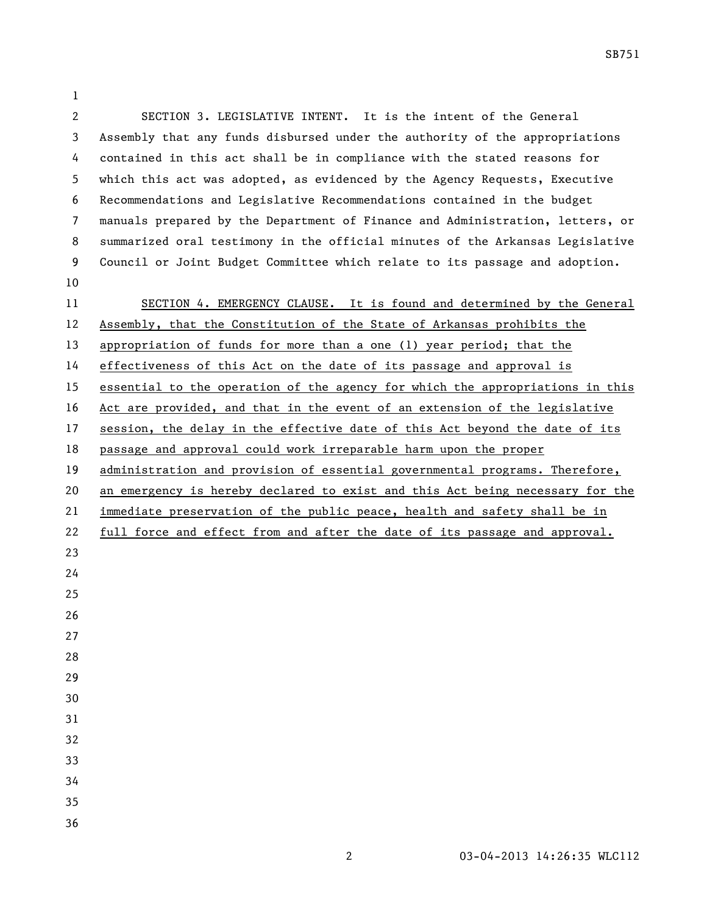SECTION 3. LEGISLATIVE INTENT. It is the intent of the General Assembly that any funds disbursed under the authority of the appropriations contained in this act shall be in compliance with the stated reasons for which this act was adopted, as evidenced by the Agency Requests, Executive Recommendations and Legislative Recommendations contained in the budget manuals prepared by the Department of Finance and Administration, letters, or summarized oral testimony in the official minutes of the Arkansas Legislative Council or Joint Budget Committee which relate to its passage and adoption.

<u>SECTION 4. EMERGENCY CLAUSE. It is found and determined by the General Assembly, that the Constitution of the State of Arkansas prohibits the appropriation of funds for more than a one (1) year period; that the effectiveness of this Act on the date of its passage and approval is essential to the operation of the agency for which the appropriations in this Act are provided, and that in the event of an extension of the legislative session, the delay in the effective date of this Act beyond the date of its passage and approval could work irreparable harm upon the proper administration and provision of essential governmental programs. Therefore, an emergency is hereby declared to exist and this Act being necessary for the immediate preservation of the public peace, health and safety shall be in full force and effect from and after the date of its passage and approval.</u>